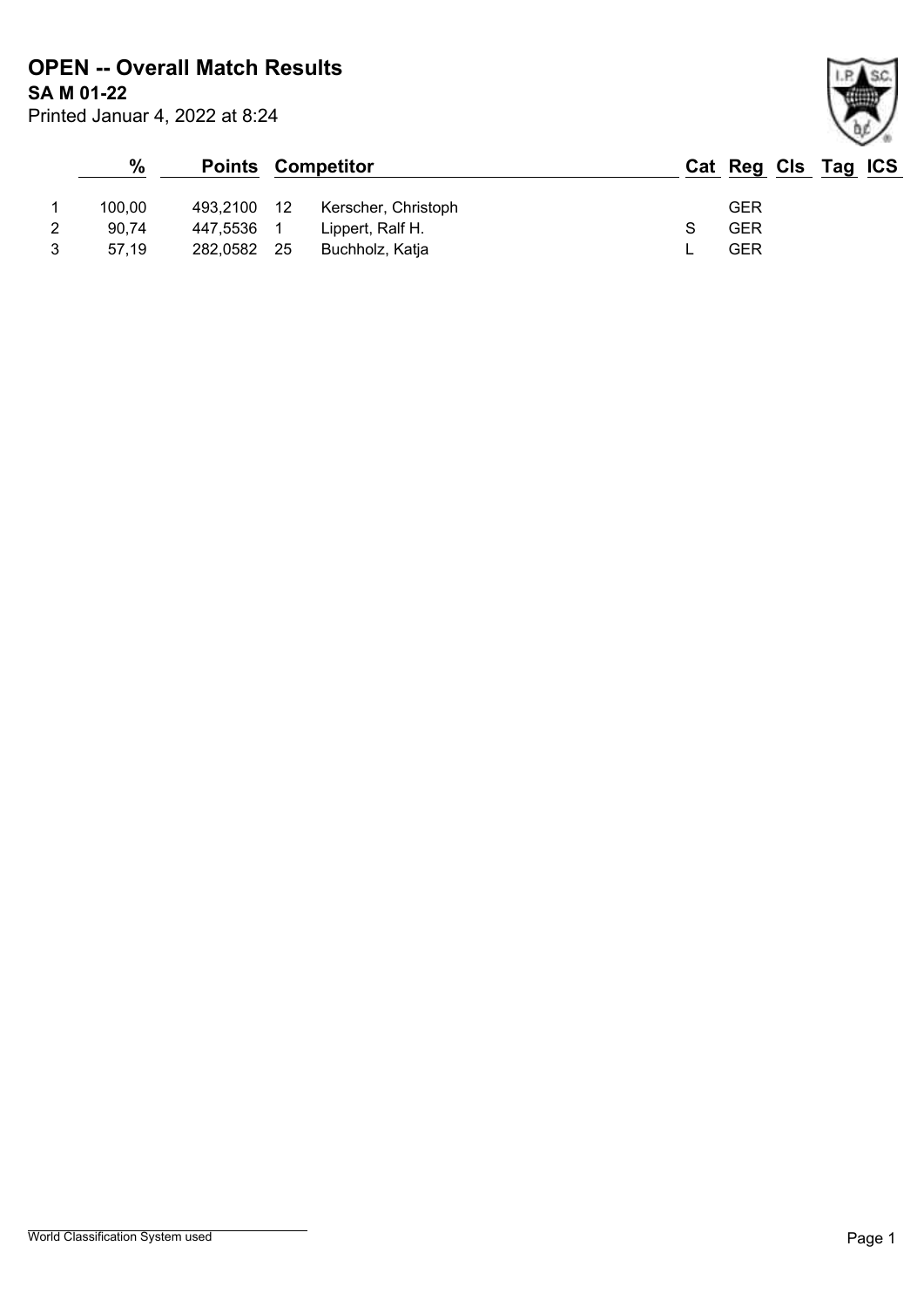# OPEN -- Overall Match Results

**SA M 01-22**

Printed Januar 4, 2022 at 8:24

|  | % | Points | | Competitor | Cat | Reg | Cls | Tag | ICS |
|---|---|---|---|---|---|---|---|---|---|
| 1 | 100,00 | 493,2100 | 12 | Kerscher, Christoph | | GER | | | |
| 2 | 90,74 | 447,5536 | 1 | Lippert, Ralf H. | S | GER | | | |
| 3 | 57,19 | 282,0582 | 25 | Buchholz, Katja | L | GER | | | |

World Classification System used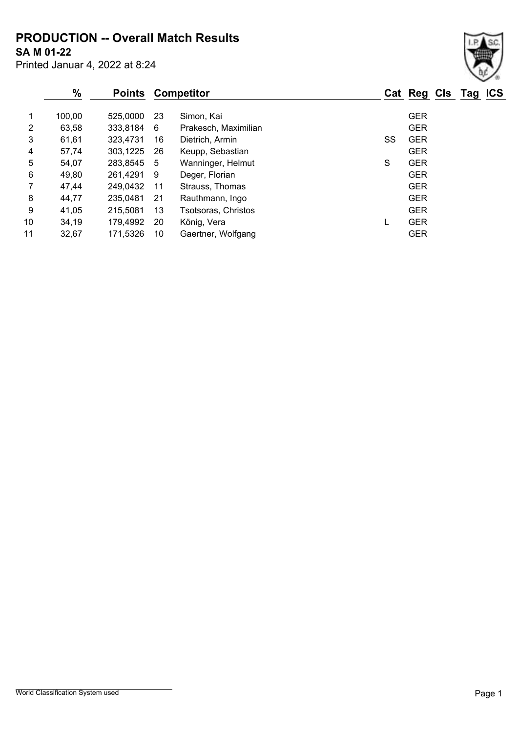# PRODUCTION -- Overall Match Results

**SA M 01-22**

Printed Januar 4, 2022 at 8:24

| | % | Points | | Competitor | Cat | Reg | Cls | Tag | ICS |
|---|---|---|---|---|---|---|---|---|---|
| 1 | 100,00 | 525,0000 | 23 | Simon, Kai | | GER | | | |
| 2 | 63,58 | 333,8184 | 6 | Prakesch, Maximilian | | GER | | | |
| 3 | 61,61 | 323,4731 | 16 | Dietrich, Armin | SS | GER | | | |
| 4 | 57,74 | 303,1225 | 26 | Keupp, Sebastian | | GER | | | |
| 5 | 54,07 | 283,8545 | 5 | Wanninger, Helmut | S | GER | | | |
| 6 | 49,80 | 261,4291 | 9 | Deger, Florian | | GER | | | |
| 7 | 47,44 | 249,0432 | 11 | Strauss, Thomas | | GER | | | |
| 8 | 44,77 | 235,0481 | 21 | Rauthmann, Ingo | | GER | | | |
| 9 | 41,05 | 215,5081 | 13 | Tsotsoras, Christos | | GER | | | |
| 10 | 34,19 | 179,4992 | 20 | König, Vera | L | GER | | | |
| 11 | 32,67 | 171,5326 | 10 | Gaertner, Wolfgang | | GER | | | |

World Classification System used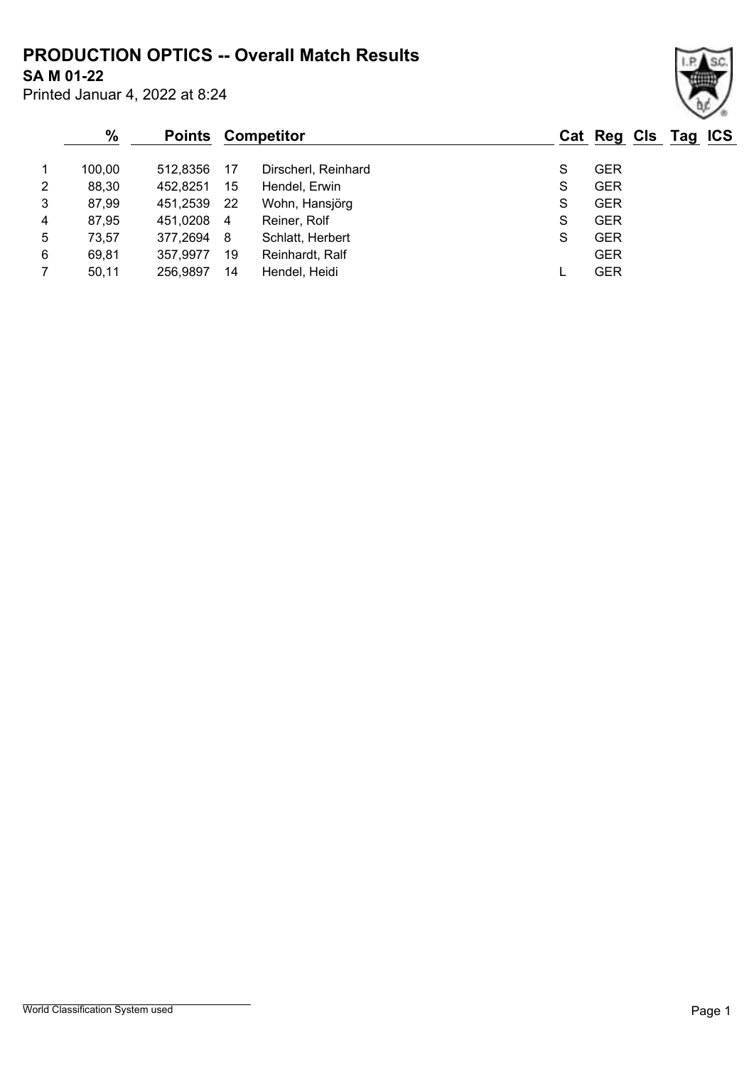# PRODUCTION OPTICS -- Overall Match Results

**SA M 01-22**

Printed Januar 4, 2022 at 8:24

| | % | Points | Competitor | | Cat | Reg | Cls | Tag | ICS |
|---|---|---|---|---|---|---|---|---|---|
| 1 | 100,00 | 512,8356 | 17 | Dirscherl, Reinhard | S | GER | | | |
| 2 | 88,30 | 452,8251 | 15 | Hendel, Erwin | S | GER | | | |
| 3 | 87,99 | 451,2539 | 22 | Wohn, Hansjörg | S | GER | | | |
| 4 | 87,95 | 451,0208 | 4 | Reiner, Rolf | S | GER | | | |
| 5 | 73,57 | 377,2694 | 8 | Schlatt, Herbert | S | GER | | | |
| 6 | 69,81 | 357,9977 | 19 | Reinhardt, Ralf | | GER | | | |
| 7 | 50,11 | 256,9897 | 14 | Hendel, Heidi | L | GER | | | |

World Classification System used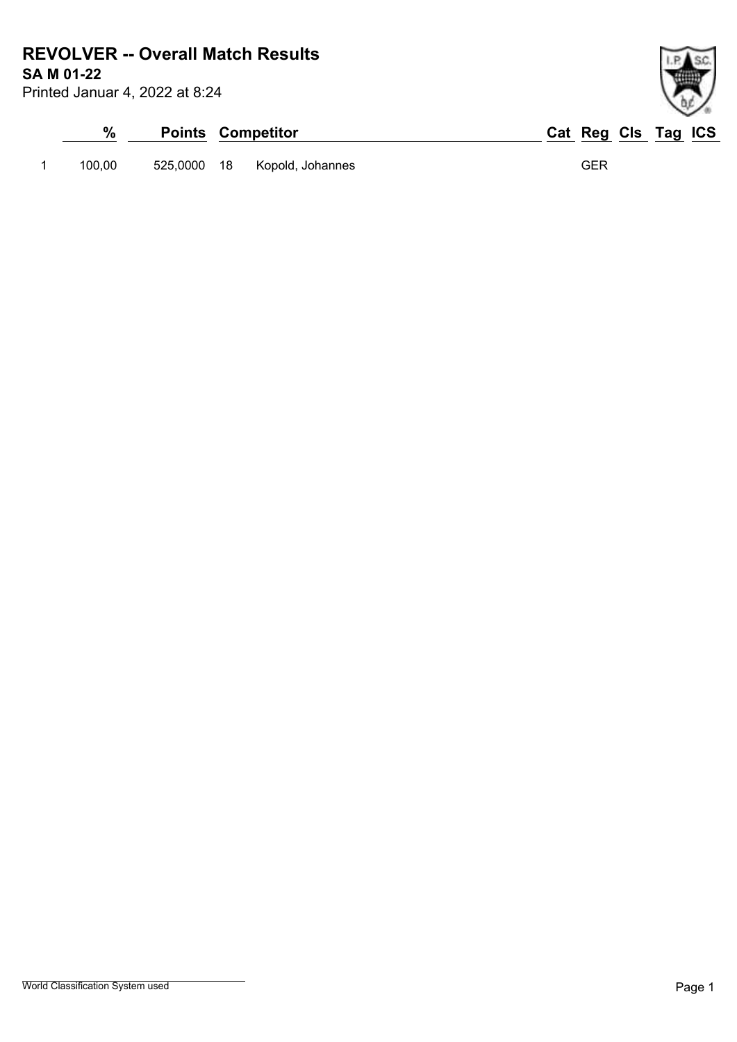# REVOLVER -- Overall Match Results

**SA M 01-22**

Printed Januar 4, 2022 at 8:24

| | % | Points | | Competitor | Cat | Reg | Cls | Tag | ICS |
|---|---|---|---|---|---|---|---|---|---|
| 1 | 100,00 | 525,0000 | 18 | Kopold, Johannes | | GER | | | |

World Classification System used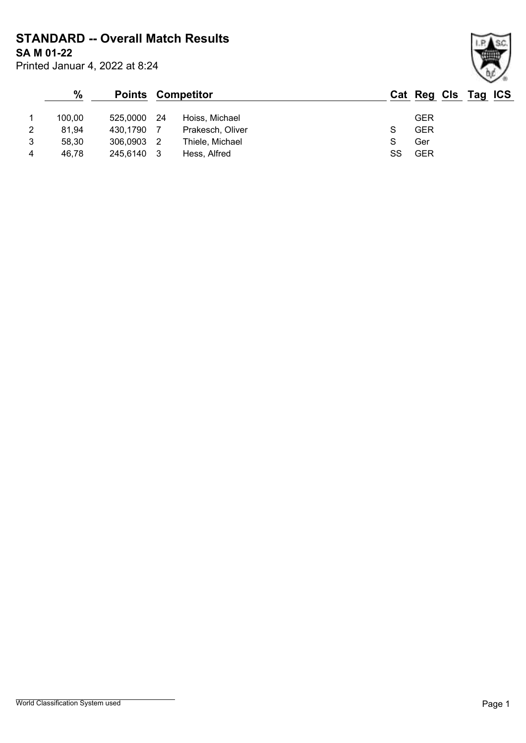# STANDARD -- Overall Match Results

**SA M 01-22**

Printed Januar 4, 2022 at 8:24

| | % | Points | Competitor | | Cat | Reg | Cls | Tag | ICS |
|---|---|---|---|---|---|---|---|---|---|
| 1 | 100,00 | 525,0000 | 24 | Hoiss, Michael | | GER | | | |
| 2 | 81,94 | 430,1790 | 7 | Prakesch, Oliver | S | GER | | | |
| 3 | 58,30 | 306,0903 | 2 | Thiele, Michael | S | Ger | | | |
| 4 | 46,78 | 245,6140 | 3 | Hess, Alfred | SS | GER | | | |

World Classification System used